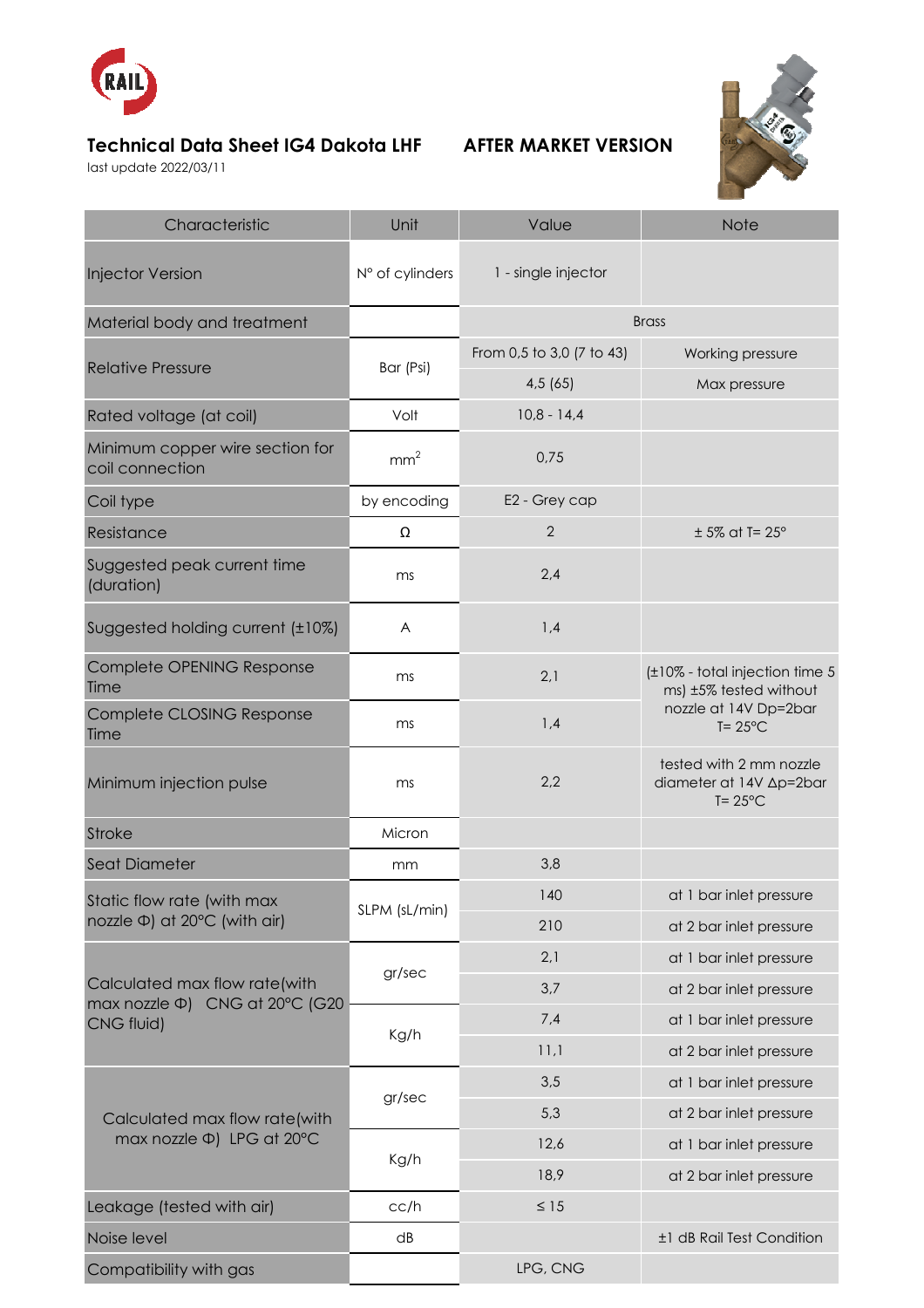## Technical Data Sheet IG4 Dakota LHF AFTER MARKET VERSION

last update 2022/03/11

| Characteristic | Unit | Value | Note |
|---|---|---|---|
| Injector Version | N° of cylinders | 1 - single injector | |
| Material body and treatment | | Brass | |
| Relative Pressure | Bar (Psi) | From 0,5 to 3,0 (7 to 43) | Working pressure |
| | | 4,5 (65) | Max pressure |
| Rated voltage (at coil) | Volt | 10,8 - 14,4 | |
| Minimum copper wire section for coil connection | $mm^2$ | 0,75 | |
| Coil type | by encoding | E2 - Grey cap | |
| Resistance | Ω | 2 | ± 5% at T= 25° |
| Suggested peak current time (duration) | ms | 2,4 | |
| Suggested holding current (±10%) | A | 1,4 | |
| Complete OPENING Response Time | ms | 2,1 | (±10% - total injection time 5 ms) ±5% tested without nozzle at 14V Dp=2bar T= 25°C |
| Complete CLOSING Response Time | ms | 1,4 | |
| Minimum injection pulse | ms | 2,2 | tested with 2 mm nozzle diameter at 14V Δp=2bar T= 25°C |
| Stroke | Micron | | |
| Seat Diameter | mm | 3,8 | |
| Static flow rate (with max nozzle Φ) at 20°C (with air) | SLPM (sL/min) | 140 | at 1 bar inlet pressure |
| | | 210 | at 2 bar inlet pressure |
| Calculated max flow rate(with max nozzle Φ) CNG at 20°C (G20 CNG fluid) | gr/sec | 2,1 | at 1 bar inlet pressure |
| | | 3,7 | at 2 bar inlet pressure |
| | Kg/h | 7,4 | at 1 bar inlet pressure |
| | | 11,1 | at 2 bar inlet pressure |
| Calculated max flow rate(with max nozzle Φ) LPG at 20°C | gr/sec | 3,5 | at 1 bar inlet pressure |
| | | 5,3 | at 2 bar inlet pressure |
| | Kg/h | 12,6 | at 1 bar inlet pressure |
| | | 18,9 | at 2 bar inlet pressure |
| Leakage (tested with air) | cc/h | ≤ 15 | |
| Noise level | dB | | ±1 dB Rail Test Condition |
| Compatibility with gas | | LPG, CNG | |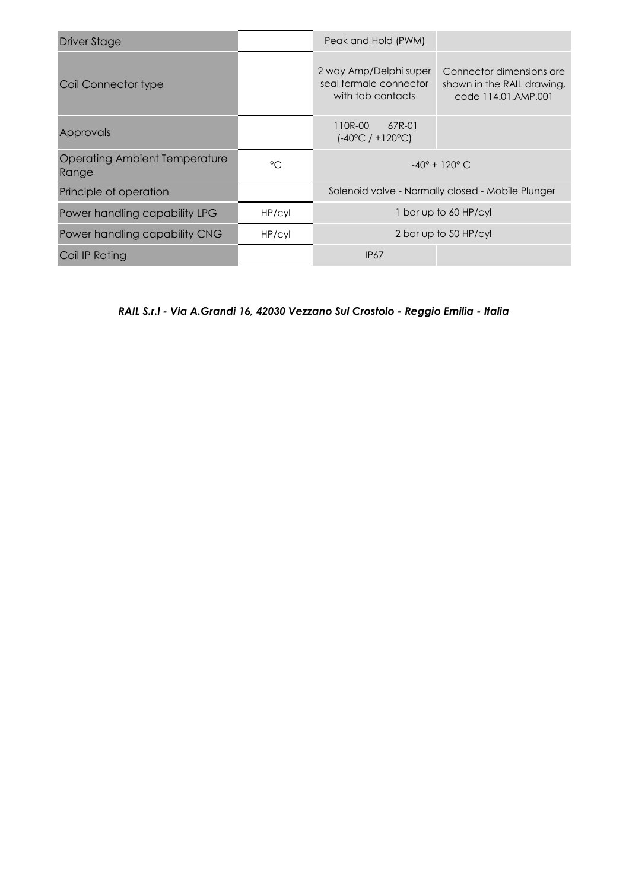| | | | |
|---|---|---|---|
| Driver Stage | | Peak and Hold (PWM) | |
| Coil Connector type | | 2 way Amp/Delphi super seal fermale connector with tab contacts | Connector dimensions are shown in the RAIL drawing, code 114.01.AMP.001 |
| Approvals | | 110R-00 67R-01 (-40°C / +120°C) | |
| Operating Ambient Temperature Range | °C | -40° + 120° C | |
| Principle of operation | | Solenoid valve - Normally closed - Mobile Plunger | |
| Power handling capability LPG | HP/cyl | 1 bar up to 60 HP/cyl | |
| Power handling capability CNG | HP/cyl | 2 bar up to 50 HP/cyl | |
| Coil IP Rating | | IP67 | |

***RAIL S.r.l - Via A.Grandi 16, 42030 Vezzano Sul Crostolo - Reggio Emilia - Italia***